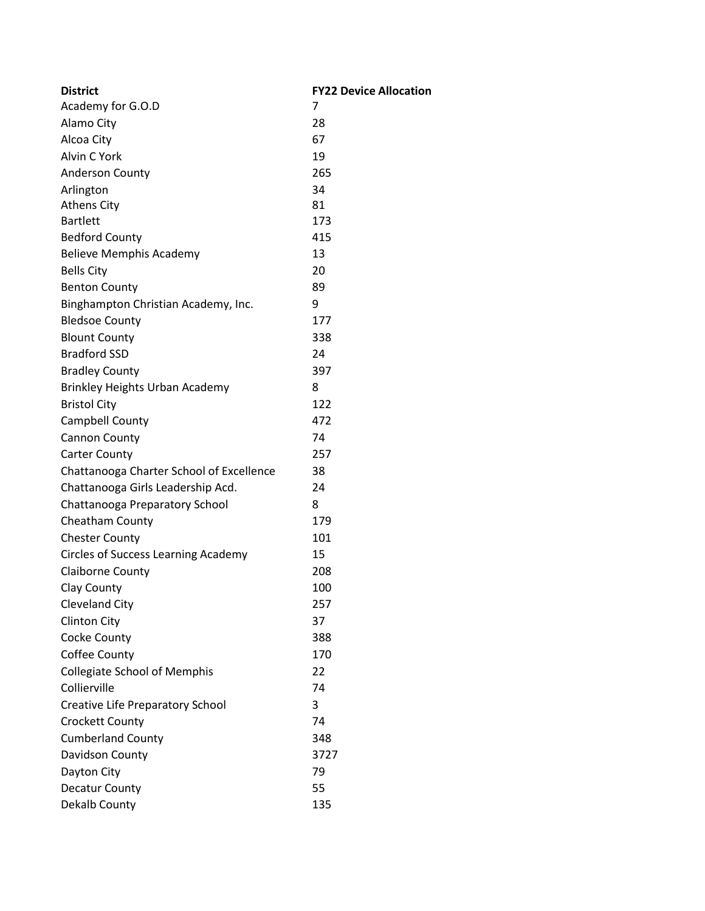| District | FY22 Device Allocation |
| --- | --- |
| Academy for G.O.D | 7 |
| Alamo City | 28 |
| Alcoa City | 67 |
| Alvin C York | 19 |
| Anderson County | 265 |
| Arlington | 34 |
| Athens City | 81 |
| Bartlett | 173 |
| Bedford County | 415 |
| Believe Memphis Academy | 13 |
| Bells City | 20 |
| Benton County | 89 |
| Binghampton Christian Academy, Inc. | 9 |
| Bledsoe County | 177 |
| Blount County | 338 |
| Bradford SSD | 24 |
| Bradley County | 397 |
| Brinkley Heights Urban Academy | 8 |
| Bristol City | 122 |
| Campbell County | 472 |
| Cannon County | 74 |
| Carter County | 257 |
| Chattanooga Charter School of Excellence | 38 |
| Chattanooga Girls Leadership Acd. | 24 |
| Chattanooga Preparatory School | 8 |
| Cheatham County | 179 |
| Chester County | 101 |
| Circles of Success Learning Academy | 15 |
| Claiborne County | 208 |
| Clay County | 100 |
| Cleveland City | 257 |
| Clinton City | 37 |
| Cocke County | 388 |
| Coffee County | 170 |
| Collegiate School of Memphis | 22 |
| Collierville | 74 |
| Creative Life Preparatory School | 3 |
| Crockett County | 74 |
| Cumberland County | 348 |
| Davidson County | 3727 |
| Dayton City | 79 |
| Decatur County | 55 |
| Dekalb County | 135 |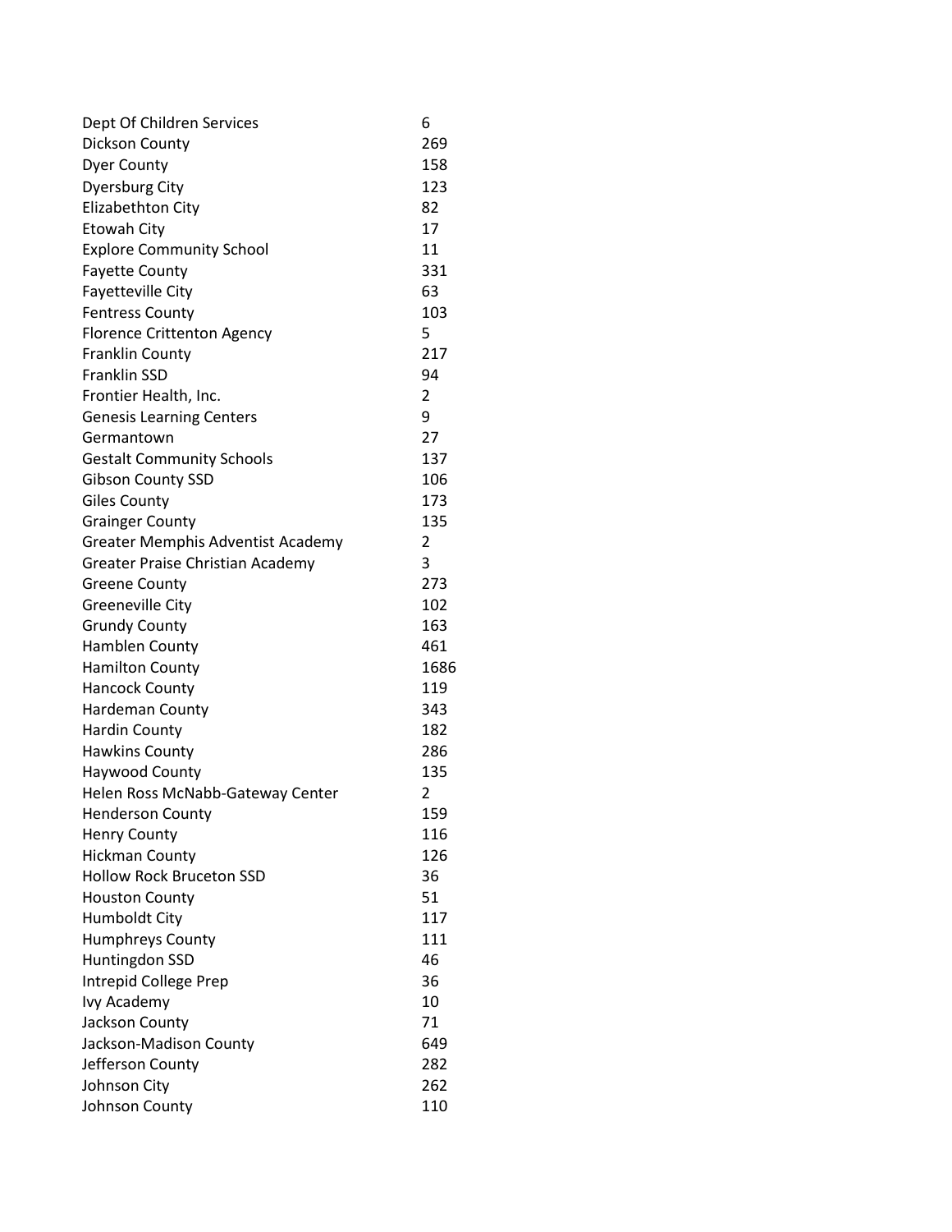| | |
|---|---|
| Dept Of Children Services | 6 |
| Dickson County | 269 |
| Dyer County | 158 |
| Dyersburg City | 123 |
| Elizabethton City | 82 |
| Etowah City | 17 |
| Explore Community School | 11 |
| Fayette County | 331 |
| Fayetteville City | 63 |
| Fentress County | 103 |
| Florence Crittenton Agency | 5 |
| Franklin County | 217 |
| Franklin SSD | 94 |
| Frontier Health, Inc. | 2 |
| Genesis Learning Centers | 9 |
| Germantown | 27 |
| Gestalt Community Schools | 137 |
| Gibson County SSD | 106 |
| Giles County | 173 |
| Grainger County | 135 |
| Greater Memphis Adventist Academy | 2 |
| Greater Praise Christian Academy | 3 |
| Greene County | 273 |
| Greeneville City | 102 |
| Grundy County | 163 |
| Hamblen County | 461 |
| Hamilton County | 1686 |
| Hancock County | 119 |
| Hardeman County | 343 |
| Hardin County | 182 |
| Hawkins County | 286 |
| Haywood County | 135 |
| Helen Ross McNabb-Gateway Center | 2 |
| Henderson County | 159 |
| Henry County | 116 |
| Hickman County | 126 |
| Hollow Rock Bruceton SSD | 36 |
| Houston County | 51 |
| Humboldt City | 117 |
| Humphreys County | 111 |
| Huntingdon SSD | 46 |
| Intrepid College Prep | 36 |
| Ivy Academy | 10 |
| Jackson County | 71 |
| Jackson-Madison County | 649 |
| Jefferson County | 282 |
| Johnson City | 262 |
| Johnson County | 110 |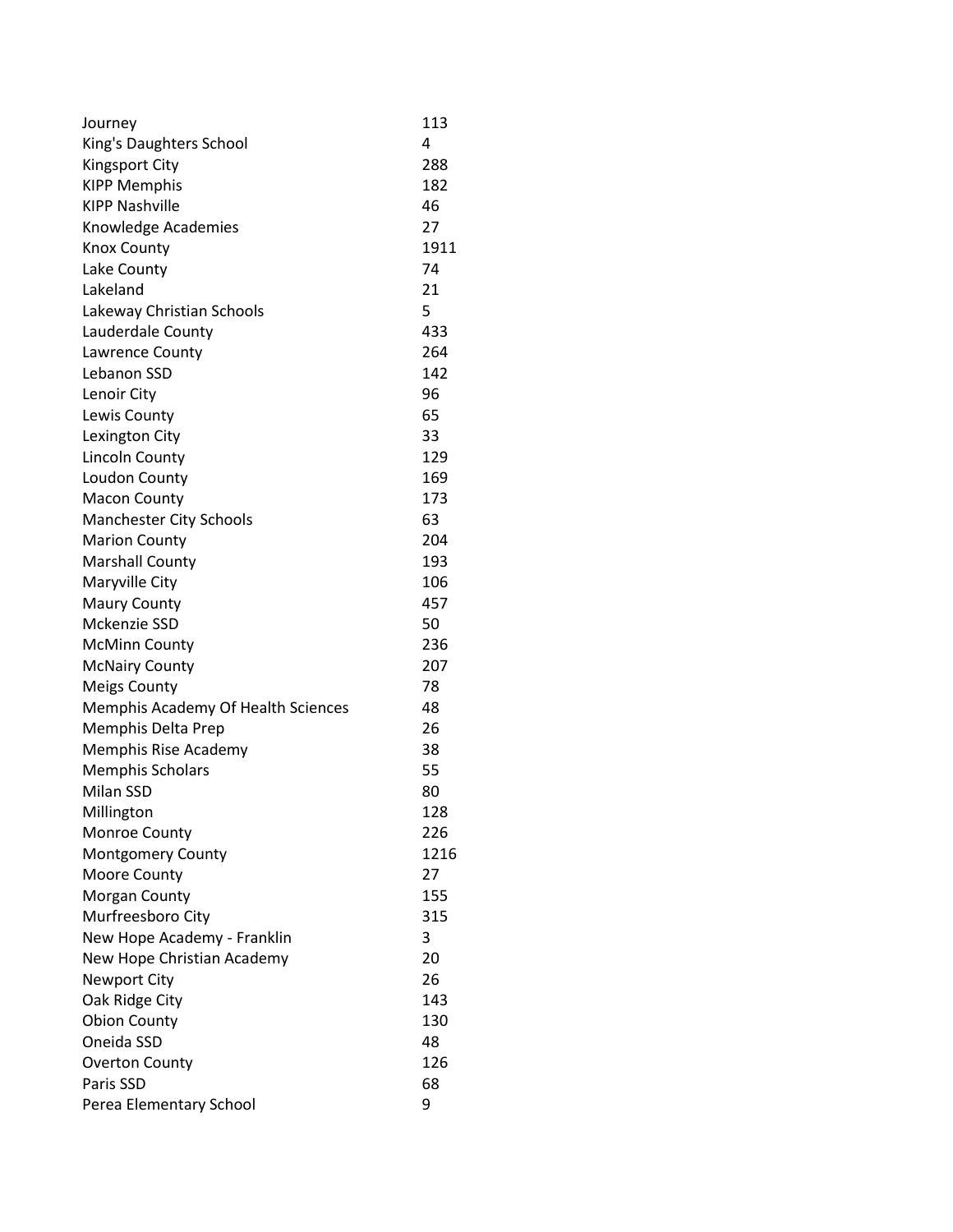| | |
|---|---|
| Journey | 113 |
| King's Daughters School | 4 |
| Kingsport City | 288 |
| KIPP Memphis | 182 |
| KIPP Nashville | 46 |
| Knowledge Academies | 27 |
| Knox County | 1911 |
| Lake County | 74 |
| Lakeland | 21 |
| Lakeway Christian Schools | 5 |
| Lauderdale County | 433 |
| Lawrence County | 264 |
| Lebanon SSD | 142 |
| Lenoir City | 96 |
| Lewis County | 65 |
| Lexington City | 33 |
| Lincoln County | 129 |
| Loudon County | 169 |
| Macon County | 173 |
| Manchester City Schools | 63 |
| Marion County | 204 |
| Marshall County | 193 |
| Maryville City | 106 |
| Maury County | 457 |
| Mckenzie SSD | 50 |
| McMinn County | 236 |
| McNairy County | 207 |
| Meigs County | 78 |
| Memphis Academy Of Health Sciences | 48 |
| Memphis Delta Prep | 26 |
| Memphis Rise Academy | 38 |
| Memphis Scholars | 55 |
| Milan SSD | 80 |
| Millington | 128 |
| Monroe County | 226 |
| Montgomery County | 1216 |
| Moore County | 27 |
| Morgan County | 155 |
| Murfreesboro City | 315 |
| New Hope Academy - Franklin | 3 |
| New Hope Christian Academy | 20 |
| Newport City | 26 |
| Oak Ridge City | 143 |
| Obion County | 130 |
| Oneida SSD | 48 |
| Overton County | 126 |
| Paris SSD | 68 |
| Perea Elementary School | 9 |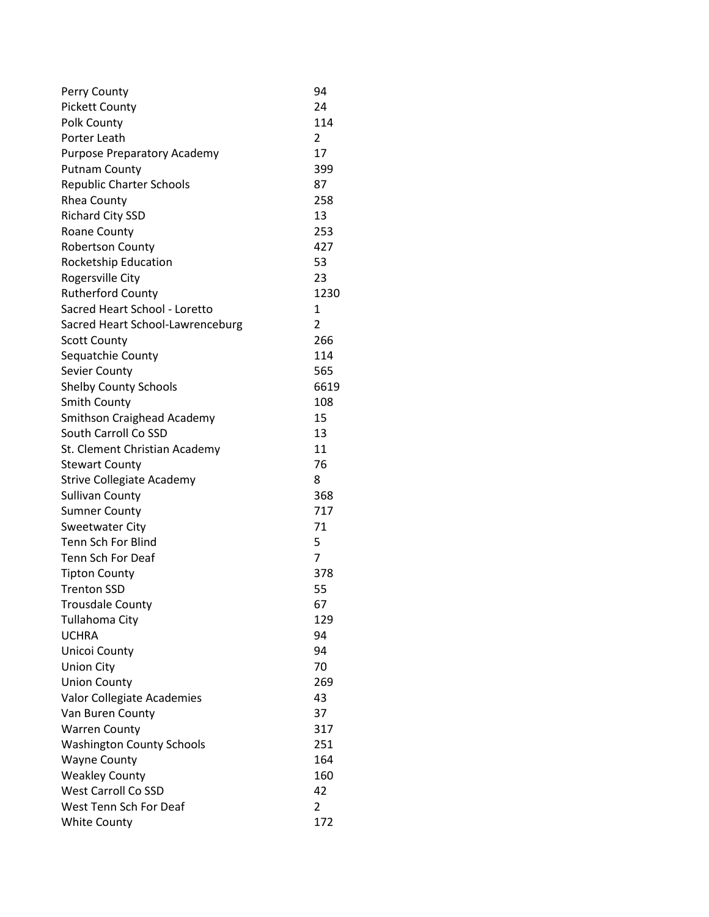| | |
|---|---|
| Perry County | 94 |
| Pickett County | 24 |
| Polk County | 114 |
| Porter Leath | 2 |
| Purpose Preparatory Academy | 17 |
| Putnam County | 399 |
| Republic Charter Schools | 87 |
| Rhea County | 258 |
| Richard City SSD | 13 |
| Roane County | 253 |
| Robertson County | 427 |
| Rocketship Education | 53 |
| Rogersville City | 23 |
| Rutherford County | 1230 |
| Sacred Heart School - Loretto | 1 |
| Sacred Heart School-Lawrenceburg | 2 |
| Scott County | 266 |
| Sequatchie County | 114 |
| Sevier County | 565 |
| Shelby County Schools | 6619 |
| Smith County | 108 |
| Smithson Craighead Academy | 15 |
| South Carroll Co SSD | 13 |
| St. Clement Christian Academy | 11 |
| Stewart County | 76 |
| Strive Collegiate Academy | 8 |
| Sullivan County | 368 |
| Sumner County | 717 |
| Sweetwater City | 71 |
| Tenn Sch For Blind | 5 |
| Tenn Sch For Deaf | 7 |
| Tipton County | 378 |
| Trenton SSD | 55 |
| Trousdale County | 67 |
| Tullahoma City | 129 |
| UCHRA | 94 |
| Unicoi County | 94 |
| Union City | 70 |
| Union County | 269 |
| Valor Collegiate Academies | 43 |
| Van Buren County | 37 |
| Warren County | 317 |
| Washington County Schools | 251 |
| Wayne County | 164 |
| Weakley County | 160 |
| West Carroll Co SSD | 42 |
| West Tenn Sch For Deaf | 2 |
| White County | 172 |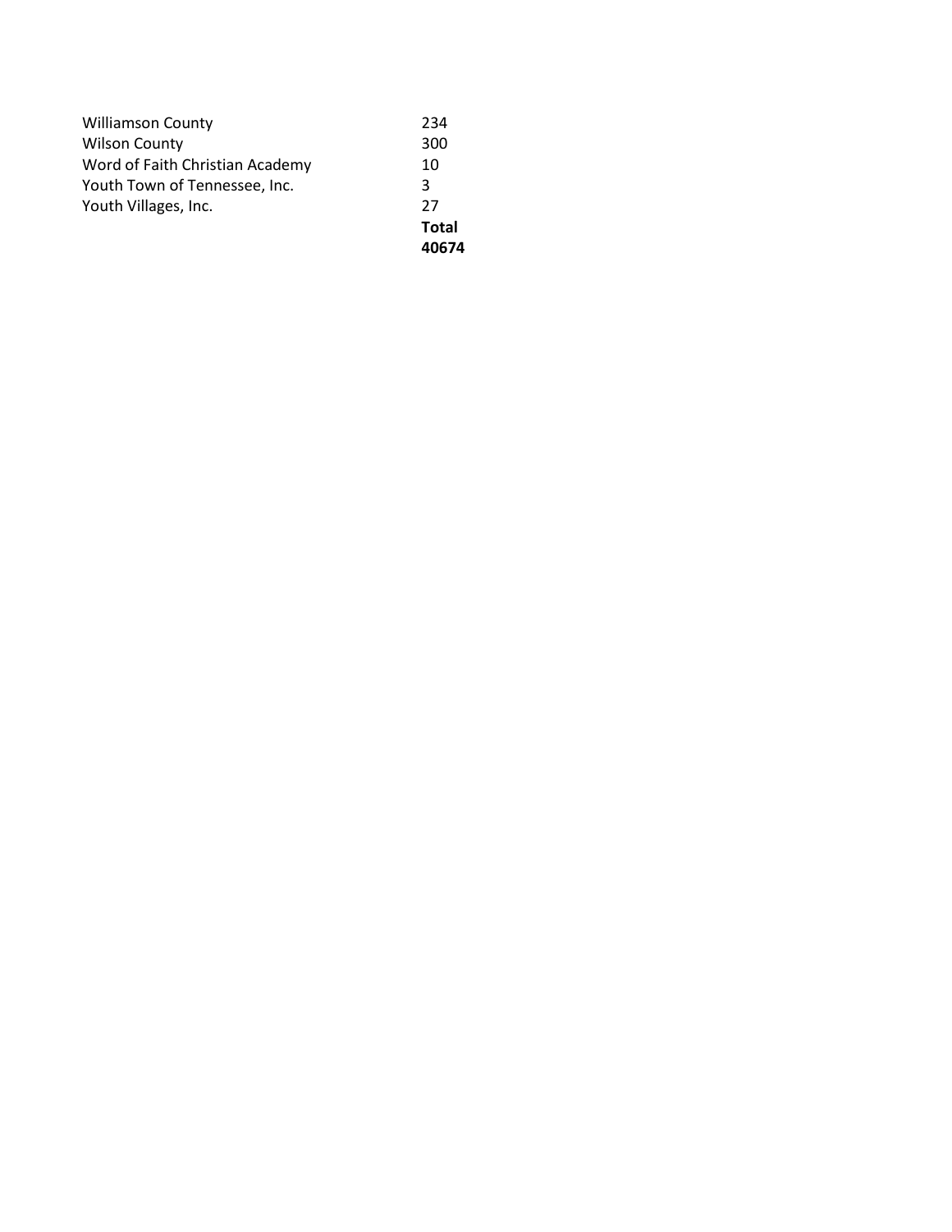| | |
|---|---|
| Williamson County | 234 |
| Wilson County | 300 |
| Word of Faith Christian Academy | 10 |
| Youth Town of Tennessee, Inc. | 3 |
| Youth Villages, Inc. | 27 |
| | **Total** |
| | **40674** |